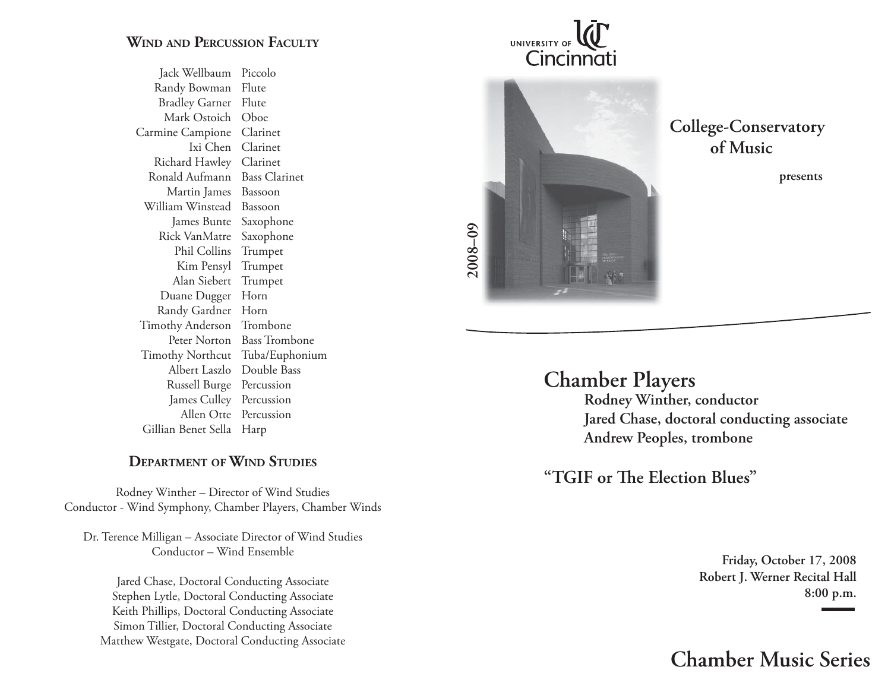## Wind and Percussion Faculty

| | |
|---|---|
| Jack Wellbaum | Piccolo |
| Randy Bowman | Flute |
| Bradley Garner | Flute |
| Mark Ostoich | Oboe |
| Carmine Campione | Clarinet |
| Ixi Chen | Clarinet |
| Richard Hawley | Clarinet |
| Ronald Aufmann | Bass Clarinet |
| Martin James | Bassoon |
| William Winstead | Bassoon |
| James Bunte | Saxophone |
| Rick VanMatre | Saxophone |
| Phil Collins | Trumpet |
| Kim Pensyl | Trumpet |
| Alan Siebert | Trumpet |
| Duane Dugger | Horn |
| Randy Gardner | Horn |
| Timothy Anderson | Trombone |
| Peter Norton | Bass Trombone |
| Timothy Northcut | Tuba/Euphonium |
| Albert Laszlo | Double Bass |
| Russell Burge | Percussion |
| James Culley | Percussion |
| Allen Otte | Percussion |
| Gillian Benet Sella | Harp |

## Department of Wind Studies

Rodney Winther – Director of Wind Studies
Conductor - Wind Symphony, Chamber Players, Chamber Winds

Dr. Terence Milligan – Associate Director of Wind Studies
Conductor – Wind Ensemble

Jared Chase, Doctoral Conducting Associate
Stephen Lytle, Doctoral Conducting Associate
Keith Phillips, Doctoral Conducting Associate
Simon Tillier, Doctoral Conducting Associate
Matthew Westgate, Doctoral Conducting Associate

---

UNIVERSITY OF Cincinnati

2008–09

**College-Conservatory of Music**

**presents**

# Chamber Players

**Rodney Winther, conductor**
**Jared Chase, doctoral conducting associate**
**Andrew Peoples, trombone**

## "TGIF or The Election Blues"

**Friday, October 17, 2008**
**Robert J. Werner Recital Hall**
**8:00 p.m.**

## Chamber Music Series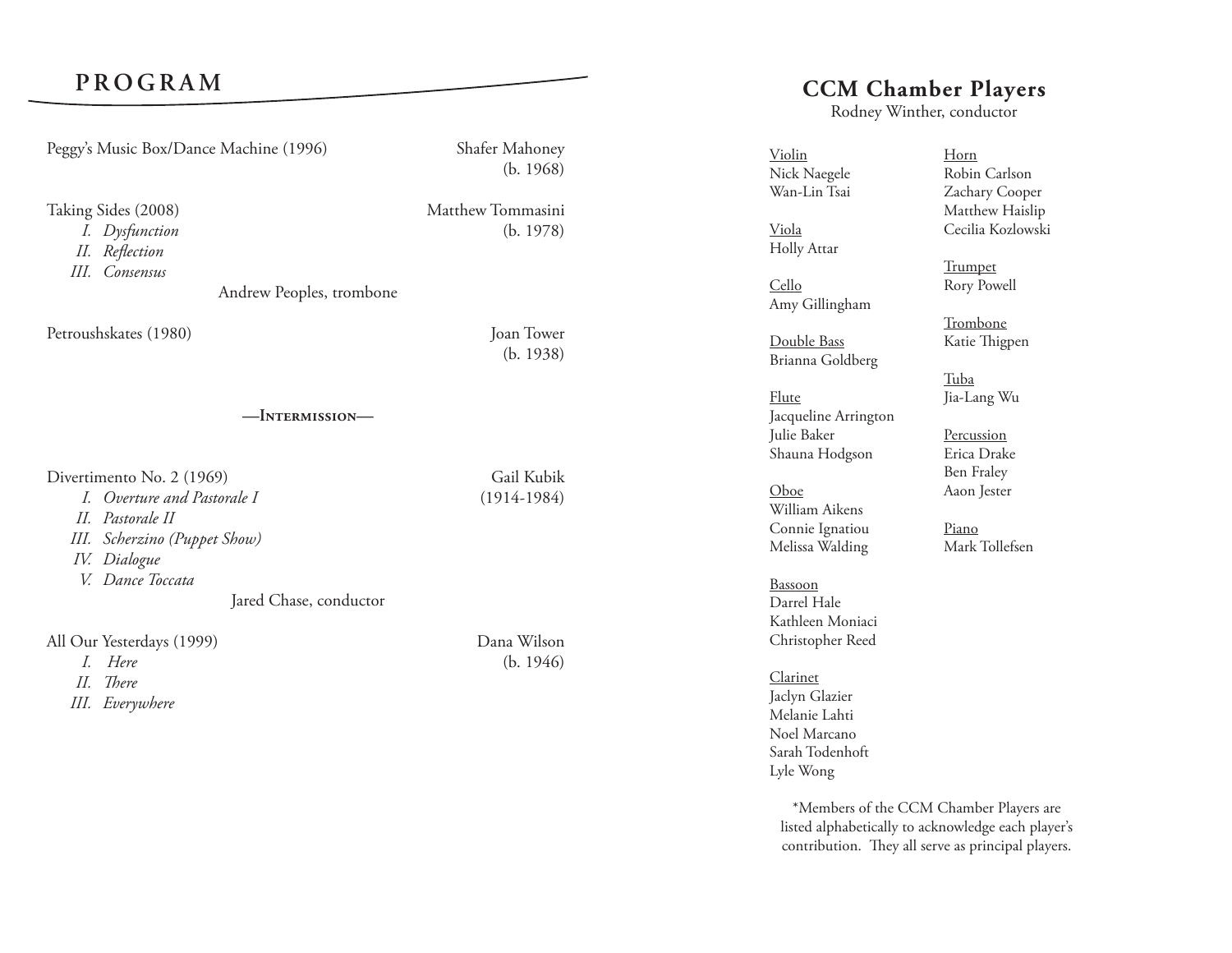## PROGRAM

Peggy's Music Box/Dance Machine (1996) — Shafer Mahoney (b. 1968)

Taking Sides (2008) — Matthew Tommasini (b. 1978)

- *I. Dysfunction*
- *II. Reflection*
- *III. Consensus*

Andrew Peoples, trombone

Petroushskates (1980) — Joan Tower (b. 1938)

—Intermission—

Divertimento No. 2 (1969) — Gail Kubik (1914-1984)

- *I. Overture and Pastorale I*
- *II. Pastorale II*
- *III. Scherzino (Puppet Show)*
- *IV. Dialogue*
- *V. Dance Toccata*

Jared Chase, conductor

All Our Yesterdays (1999) — Dana Wilson (b. 1946)

- *I. Here*
- *II. There*
- *III. Everywhere*

## CCM Chamber Players

Rodney Winther, conductor

Violin
Nick Naegele
Wan-Lin Tsai

Viola
Holly Attar

Cello
Amy Gillingham

Double Bass
Brianna Goldberg

Flute
Jacqueline Arrington
Julie Baker
Shauna Hodgson

Oboe
William Aikens
Connie Ignatiou
Melissa Walding

Bassoon
Darrel Hale
Kathleen Moniaci
Christopher Reed

Clarinet
Jaclyn Glazier
Melanie Lahti
Noel Marcano
Sarah Todenhoft
Lyle Wong

Horn
Robin Carlson
Zachary Cooper
Matthew Haislip
Cecilia Kozlowski

Trumpet
Rory Powell

Trombone
Katie Thigpen

Tuba
Jia-Lang Wu

Percussion
Erica Drake
Ben Fraley
Aaon Jester

Piano
Mark Tollefsen

*Members of the CCM Chamber Players are listed alphabetically to acknowledge each player's contribution. They all serve as principal players.